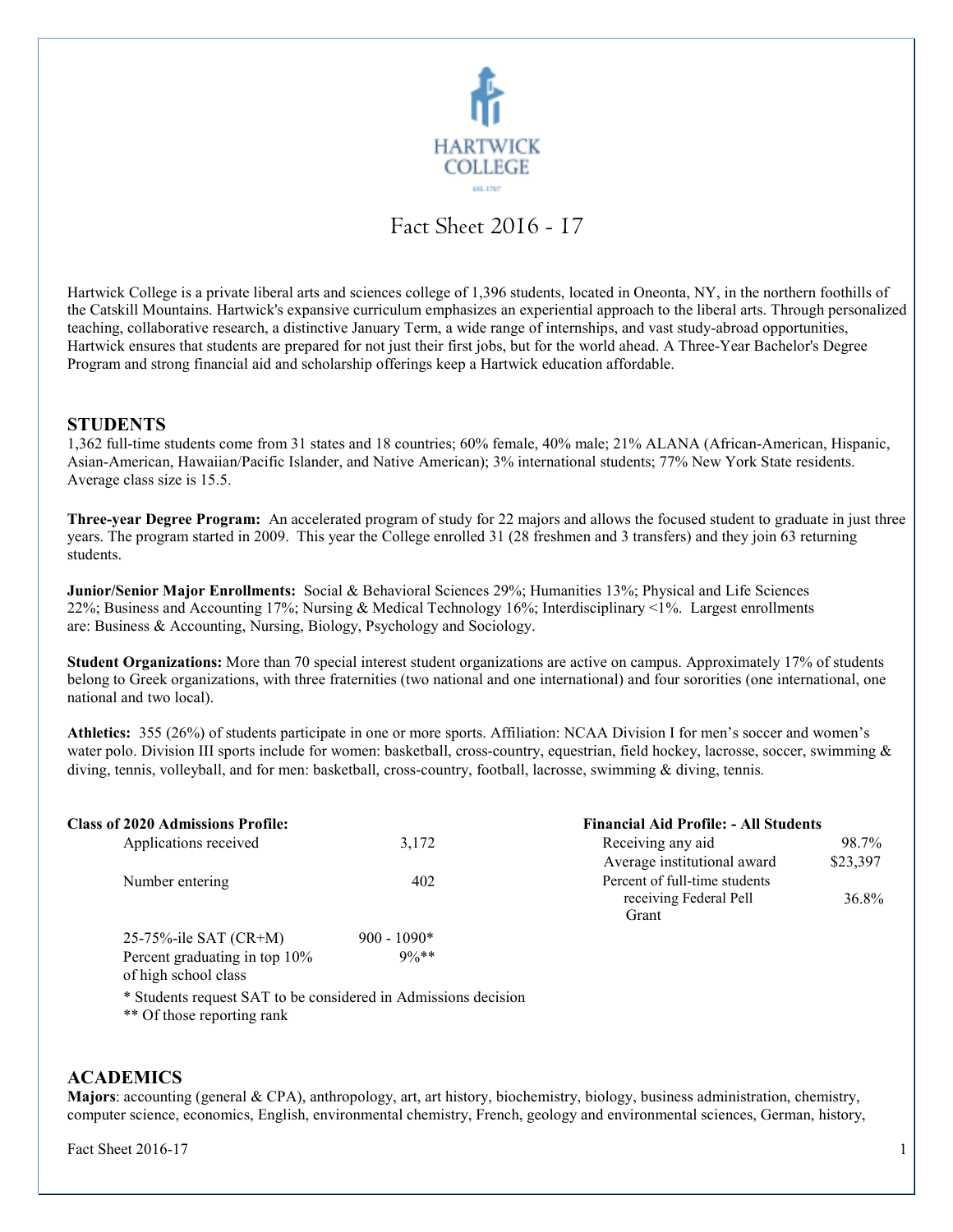HARTWICK COLLEGE

EST. 1797

# Fact Sheet 2016 - 17

Hartwick College is a private liberal arts and sciences college of 1,396 students, located in Oneonta, NY, in the northern foothills of the Catskill Mountains. Hartwick's expansive curriculum emphasizes an experiential approach to the liberal arts. Through personalized teaching, collaborative research, a distinctive January Term, a wide range of internships, and vast study-abroad opportunities, Hartwick ensures that students are prepared for not just their first jobs, but for the world ahead. A Three-Year Bachelor's Degree Program and strong financial aid and scholarship offerings keep a Hartwick education affordable.

## STUDENTS

1,362 full-time students come from 31 states and 18 countries; 60% female, 40% male; 21% ALANA (African-American, Hispanic, Asian-American, Hawaiian/Pacific Islander, and Native American); 3% international students; 77% New York State residents. Average class size is 15.5.

**Three-year Degree Program:** An accelerated program of study for 22 majors and allows the focused student to graduate in just three years. The program started in 2009. This year the College enrolled 31 (28 freshmen and 3 transfers) and they join 63 returning students.

**Junior/Senior Major Enrollments:** Social & Behavioral Sciences 29%; Humanities 13%; Physical and Life Sciences 22%; Business and Accounting 17%; Nursing & Medical Technology 16%; Interdisciplinary <1%. Largest enrollments are: Business & Accounting, Nursing, Biology, Psychology and Sociology.

**Student Organizations:** More than 70 special interest student organizations are active on campus. Approximately 17% of students belong to Greek organizations, with three fraternities (two national and one international) and four sororities (one international, one national and two local).

**Athletics:** 355 (26%) of students participate in one or more sports. Affiliation: NCAA Division I for men's soccer and women's water polo. Division III sports include for women: basketball, cross-country, equestrian, field hockey, lacrosse, soccer, swimming & diving, tennis, volleyball, and for men: basketball, cross-country, football, lacrosse, swimming & diving, tennis.

**Class of 2020 Admissions Profile:**

| | |
|---|---|
| Applications received | 3,172 |
| Number entering | 402 |
| 25-75%-ile SAT (CR+M) | 900 - 1090* |
| Percent graduating in top 10% of high school class | 9%** |

\* Students request SAT to be considered in Admissions decision
\*\* Of those reporting rank

**Financial Aid Profile: - All Students**

| | |
|---|---|
| Receiving any aid | 98.7% |
| Average institutional award | $23,397 |
| Percent of full-time students receiving Federal Pell Grant | 36.8% |

## ACADEMICS

**Majors**: accounting (general & CPA), anthropology, art, art history, biochemistry, biology, business administration, chemistry, computer science, economics, English, environmental chemistry, French, geology and environmental sciences, German, history,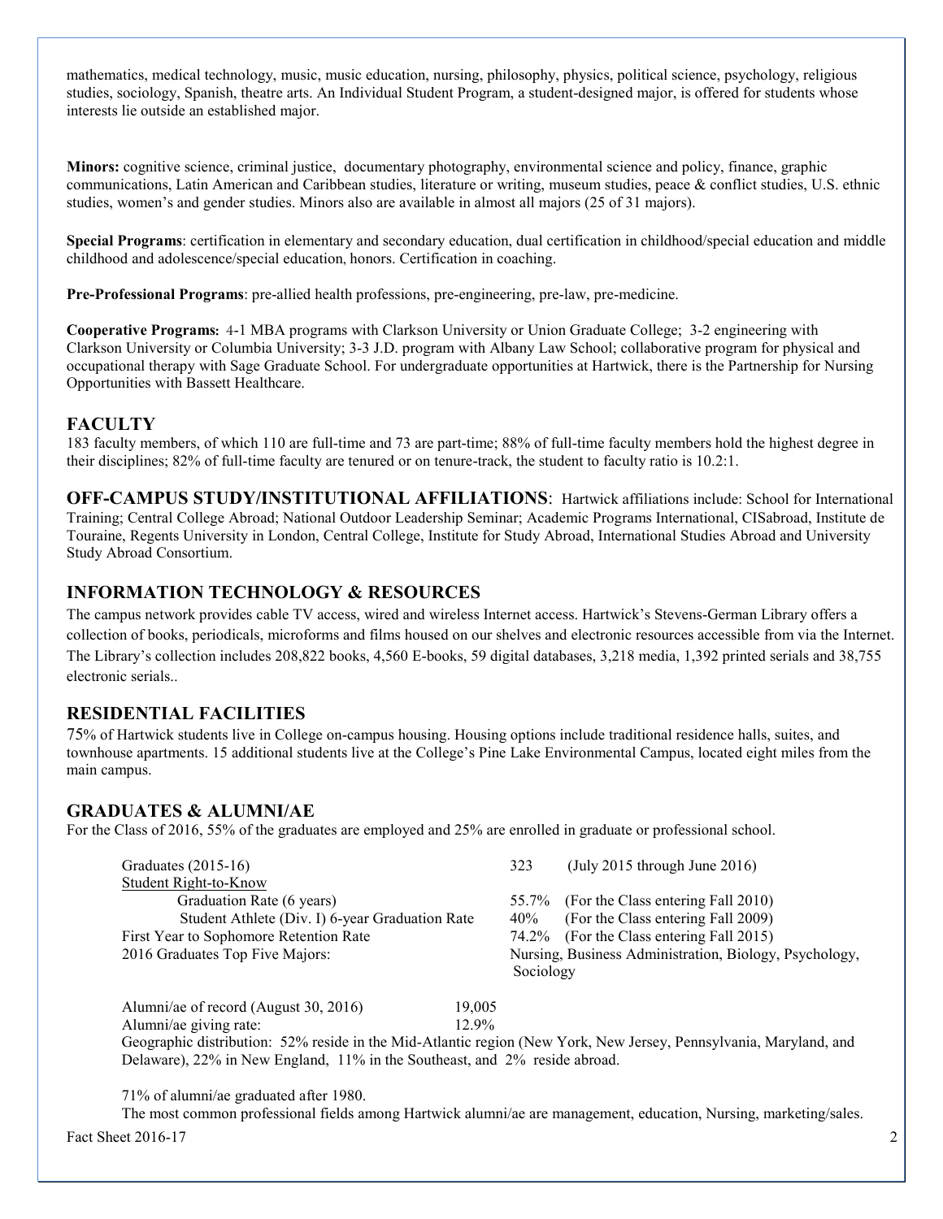mathematics, medical technology, music, music education, nursing, philosophy, physics, political science, psychology, religious studies, sociology, Spanish, theatre arts. An Individual Student Program, a student-designed major, is offered for students whose interests lie outside an established major.

**Minors:** cognitive science, criminal justice, documentary photography, environmental science and policy, finance, graphic communications, Latin American and Caribbean studies, literature or writing, museum studies, peace & conflict studies, U.S. ethnic studies, women's and gender studies. Minors also are available in almost all majors (25 of 31 majors).

**Special Programs**: certification in elementary and secondary education, dual certification in childhood/special education and middle childhood and adolescence/special education, honors. Certification in coaching.

**Pre-Professional Programs**: pre-allied health professions, pre-engineering, pre-law, pre-medicine.

**Cooperative Programs:** 4-1 MBA programs with Clarkson University or Union Graduate College; 3-2 engineering with Clarkson University or Columbia University; 3-3 J.D. program with Albany Law School; collaborative program for physical and occupational therapy with Sage Graduate School. For undergraduate opportunities at Hartwick, there is the Partnership for Nursing Opportunities with Bassett Healthcare.

## FACULTY

183 faculty members, of which 110 are full-time and 73 are part-time; 88% of full-time faculty members hold the highest degree in their disciplines; 82% of full-time faculty are tenured or on tenure-track, the student to faculty ratio is 10.2:1.

## OFF-CAMPUS STUDY/INSTITUTIONAL AFFILIATIONS:

Hartwick affiliations include: School for International Training; Central College Abroad; National Outdoor Leadership Seminar; Academic Programs International, CISabroad, Institute de Touraine, Regents University in London, Central College, Institute for Study Abroad, International Studies Abroad and University Study Abroad Consortium.

## INFORMATION TECHNOLOGY & RESOURCES

The campus network provides cable TV access, wired and wireless Internet access. Hartwick's Stevens-German Library offers a collection of books, periodicals, microforms and films housed on our shelves and electronic resources accessible from via the Internet. The Library's collection includes 208,822 books, 4,560 E-books, 59 digital databases, 3,218 media, 1,392 printed serials and 38,755 electronic serials..

## RESIDENTIAL FACILITIES

75% of Hartwick students live in College on-campus housing. Housing options include traditional residence halls, suites, and townhouse apartments. 15 additional students live at the College's Pine Lake Environmental Campus, located eight miles from the main campus.

## GRADUATES & ALUMNI/AE

For the Class of 2016, 55% of the graduates are employed and 25% are enrolled in graduate or professional school.

| | | |
|---|---|---|
| Graduates (2015-16) | 323 | (July 2015 through June 2016) |
| Student Right-to-Know | | |
| Graduation Rate (6 years) | 55.7% | (For the Class entering Fall 2010) |
| Student Athlete (Div. I) 6-year Graduation Rate | 40% | (For the Class entering Fall 2009) |
| First Year to Sophomore Retention Rate | 74.2% | (For the Class entering Fall 2015) |
| 2016 Graduates Top Five Majors: | Nursing, Business Administration, Biology, Psychology, Sociology | |

Alumni/ae of record (August 30, 2016) 19,005
Alumni/ae giving rate: 12.9%
Geographic distribution: 52% reside in the Mid-Atlantic region (New York, New Jersey, Pennsylvania, Maryland, and Delaware), 22% in New England, 11% in the Southeast, and 2% reside abroad.

71% of alumni/ae graduated after 1980.
The most common professional fields among Hartwick alumni/ae are management, education, Nursing, marketing/sales.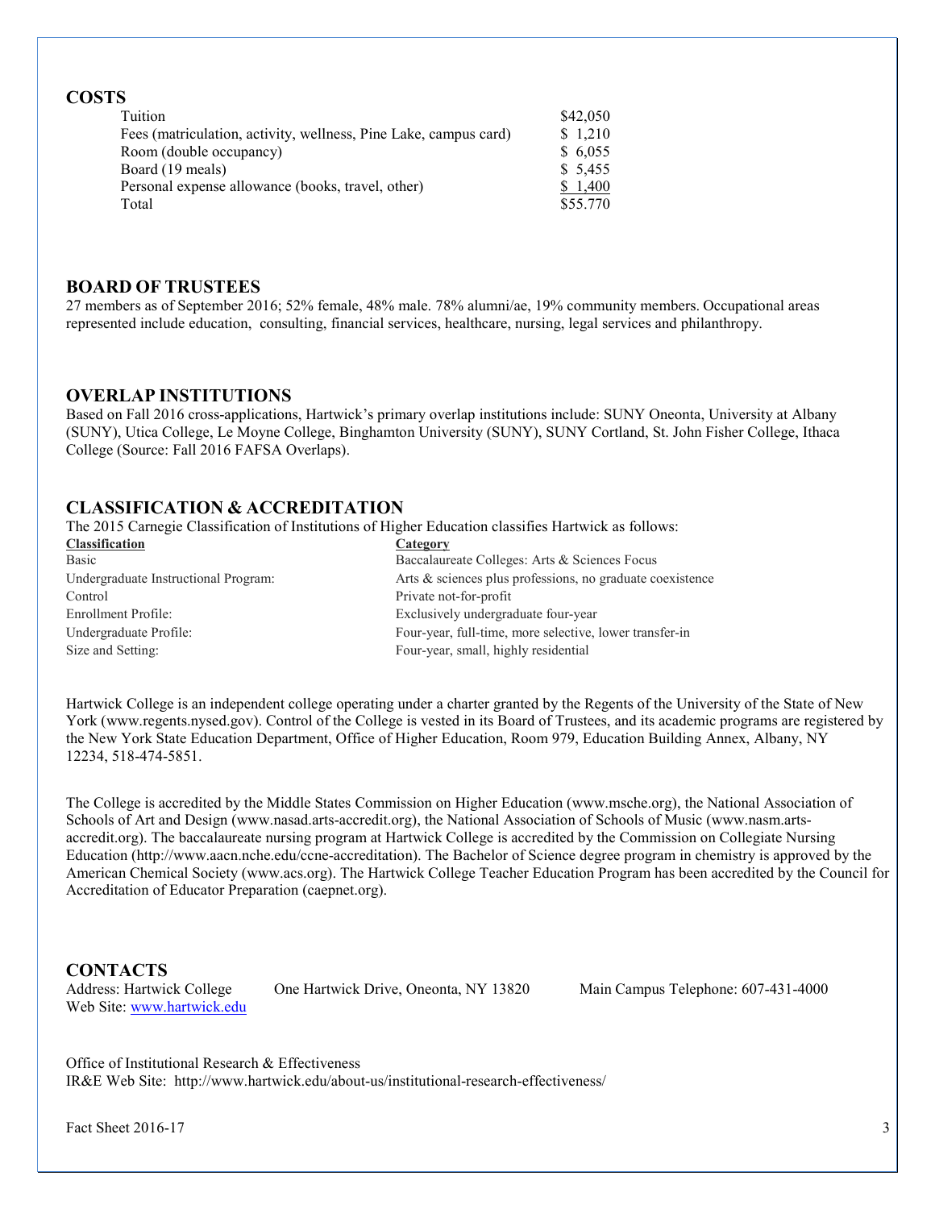## COSTS

| | |
|---|---|
| Tuition | $42,050 |
| Fees (matriculation, activity, wellness, Pine Lake, campus card) | $ 1,210 |
| Room (double occupancy) | $ 6,055 |
| Board (19 meals) | $ 5,455 |
| Personal expense allowance (books, travel, other) | $ 1,400 |
| Total | $55.770 |

## BOARD OF TRUSTEES

27 members as of September 2016; 52% female, 48% male. 78% alumni/ae, 19% community members. Occupational areas represented include education, consulting, financial services, healthcare, nursing, legal services and philanthropy.

## OVERLAP INSTITUTIONS

Based on Fall 2016 cross-applications, Hartwick's primary overlap institutions include: SUNY Oneonta, University at Albany (SUNY), Utica College, Le Moyne College, Binghamton University (SUNY), SUNY Cortland, St. John Fisher College, Ithaca College (Source: Fall 2016 FAFSA Overlaps).

## CLASSIFICATION & ACCREDITATION

The 2015 Carnegie Classification of Institutions of Higher Education classifies Hartwick as follows:

| Classification | Category |
|---|---|
| Basic | Baccalaureate Colleges: Arts & Sciences Focus |
| Undergraduate Instructional Program: | Arts & sciences plus professions, no graduate coexistence |
| Control | Private not-for-profit |
| Enrollment Profile: | Exclusively undergraduate four-year |
| Undergraduate Profile: | Four-year, full-time, more selective, lower transfer-in |
| Size and Setting: | Four-year, small, highly residential |

Hartwick College is an independent college operating under a charter granted by the Regents of the University of the State of New York (www.regents.nysed.gov). Control of the College is vested in its Board of Trustees, and its academic programs are registered by the New York State Education Department, Office of Higher Education, Room 979, Education Building Annex, Albany, NY 12234, 518-474-5851.

The College is accredited by the Middle States Commission on Higher Education (www.msche.org), the National Association of Schools of Art and Design (www.nasad.arts-accredit.org), the National Association of Schools of Music (www.nasm.arts-accredit.org). The baccalaureate nursing program at Hartwick College is accredited by the Commission on Collegiate Nursing Education (http://www.aacn.nche.edu/ccne-accreditation). The Bachelor of Science degree program in chemistry is approved by the American Chemical Society (www.acs.org). The Hartwick College Teacher Education Program has been accredited by the Council for Accreditation of Educator Preparation (caepnet.org).

## CONTACTS

Address: Hartwick College One Hartwick Drive, Oneonta, NY 13820 Main Campus Telephone: 607-431-4000
Web Site: www.hartwick.edu

Office of Institutional Research & Effectiveness
IR&E Web Site: http://www.hartwick.edu/about-us/institutional-research-effectiveness/